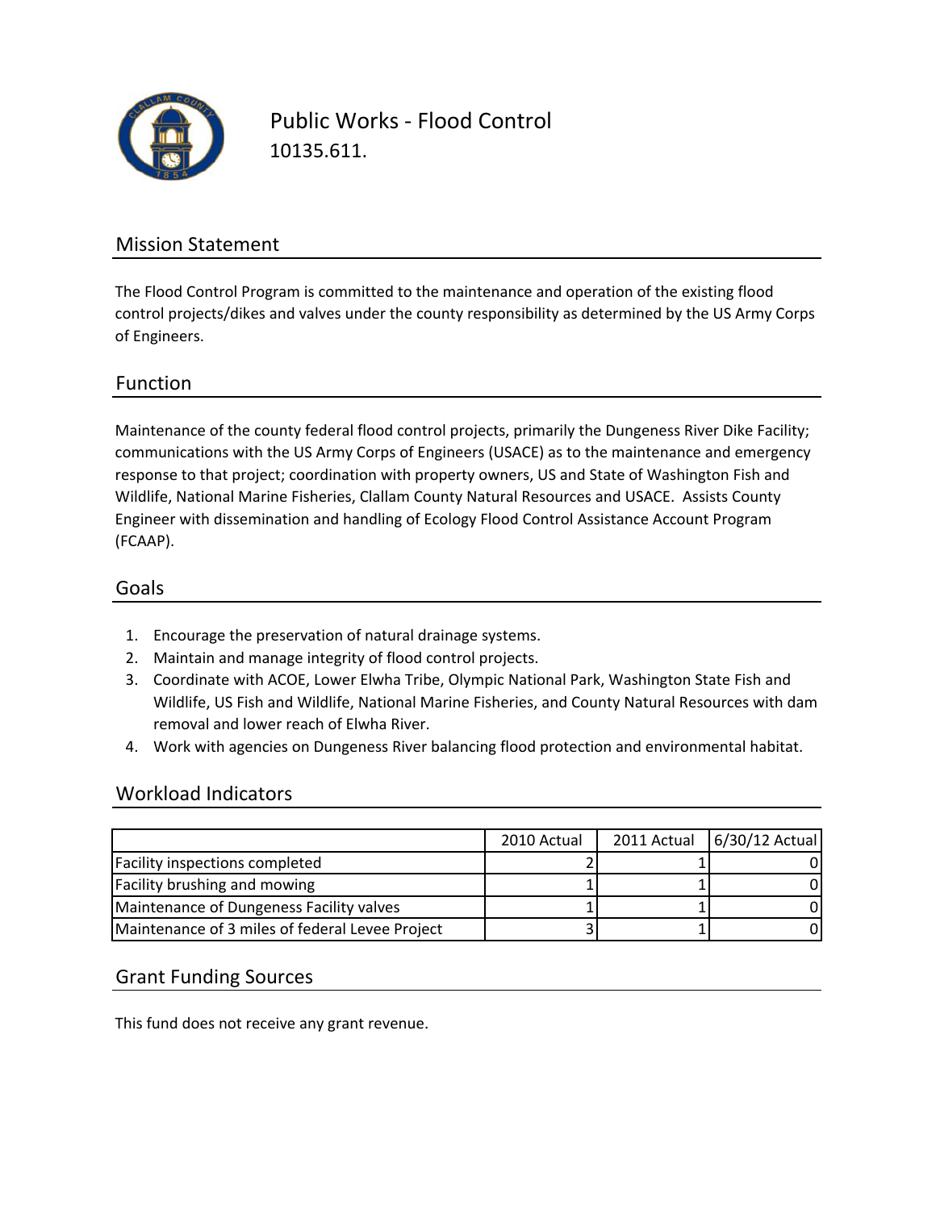# Public Works - Flood Control

10135.611.

## Mission Statement

The Flood Control Program is committed to the maintenance and operation of the existing flood control projects/dikes and valves under the county responsibility as determined by the US Army Corps of Engineers.

## Function

Maintenance of the county federal flood control projects, primarily the Dungeness River Dike Facility; communications with the US Army Corps of Engineers (USACE) as to the maintenance and emergency response to that project; coordination with property owners, US and State of Washington Fish and Wildlife, National Marine Fisheries, Clallam County Natural Resources and USACE. Assists County Engineer with dissemination and handling of Ecology Flood Control Assistance Account Program (FCAAP).

## Goals

1. Encourage the preservation of natural drainage systems.
2. Maintain and manage integrity of flood control projects.
3. Coordinate with ACOE, Lower Elwha Tribe, Olympic National Park, Washington State Fish and Wildlife, US Fish and Wildlife, National Marine Fisheries, and County Natural Resources with dam removal and lower reach of Elwha River.
4. Work with agencies on Dungeness River balancing flood protection and environmental habitat.

## Workload Indicators

| | 2010 Actual | 2011 Actual | 6/30/12 Actual |
|---|---|---|---|
| Facility inspections completed | 2 | 1 | 0 |
| Facility brushing and mowing | 1 | 1 | 0 |
| Maintenance of Dungeness Facility valves | 1 | 1 | 0 |
| Maintenance of 3 miles of federal Levee Project | 3 | 1 | 0 |

## Grant Funding Sources

This fund does not receive any grant revenue.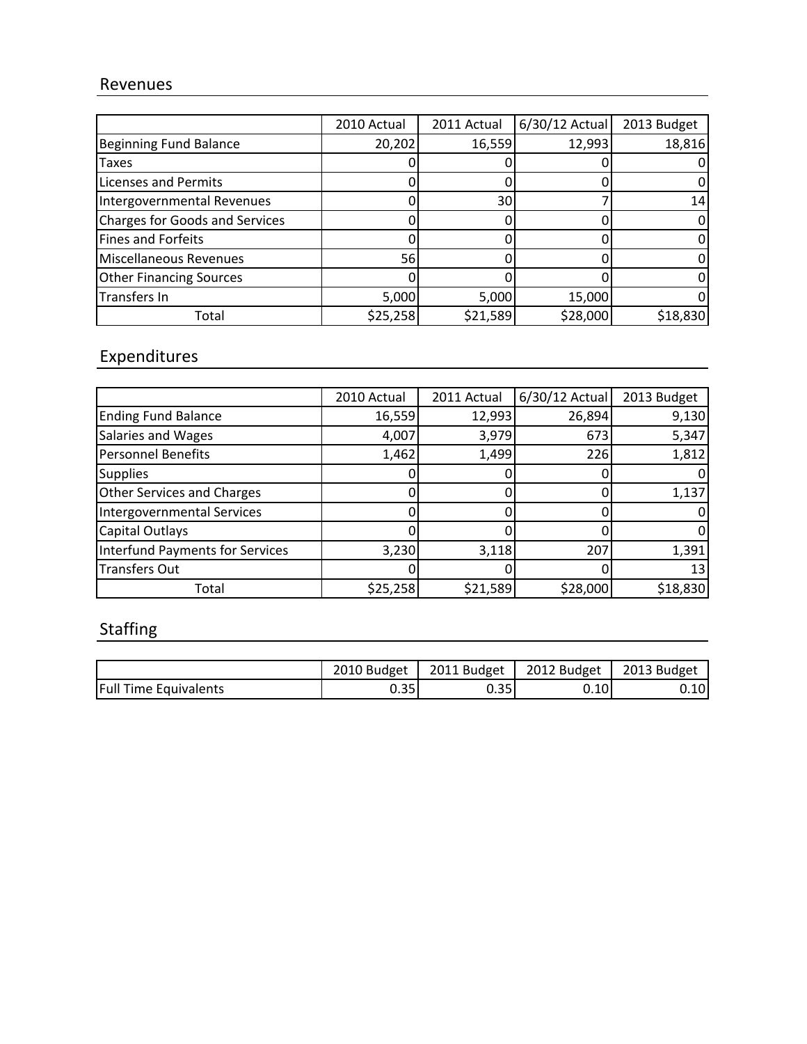## Revenues

| | 2010 Actual | 2011 Actual | 6/30/12 Actual | 2013 Budget |
|---|---|---|---|---|
| Beginning Fund Balance | 20,202 | 16,559 | 12,993 | 18,816 |
| Taxes | 0 | 0 | 0 | 0 |
| Licenses and Permits | 0 | 0 | 0 | 0 |
| Intergovernmental Revenues | 0 | 30 | 7 | 14 |
| Charges for Goods and Services | 0 | 0 | 0 | 0 |
| Fines and Forfeits | 0 | 0 | 0 | 0 |
| Miscellaneous Revenues | 56 | 0 | 0 | 0 |
| Other Financing Sources | 0 | 0 | 0 | 0 |
| Transfers In | 5,000 | 5,000 | 15,000 | 0 |
| Total | $25,258 | $21,589 | $28,000 | $18,830 |

## Expenditures

| | 2010 Actual | 2011 Actual | 6/30/12 Actual | 2013 Budget |
|---|---|---|---|---|
| Ending Fund Balance | 16,559 | 12,993 | 26,894 | 9,130 |
| Salaries and Wages | 4,007 | 3,979 | 673 | 5,347 |
| Personnel Benefits | 1,462 | 1,499 | 226 | 1,812 |
| Supplies | 0 | 0 | 0 | 0 |
| Other Services and Charges | 0 | 0 | 0 | 1,137 |
| Intergovernmental Services | 0 | 0 | 0 | 0 |
| Capital Outlays | 0 | 0 | 0 | 0 |
| Interfund Payments for Services | 3,230 | 3,118 | 207 | 1,391 |
| Transfers Out | 0 | 0 | 0 | 13 |
| Total | $25,258 | $21,589 | $28,000 | $18,830 |

## Staffing

| | 2010 Budget | 2011 Budget | 2012 Budget | 2013 Budget |
|---|---|---|---|---|
| Full Time Equivalents | 0.35 | 0.35 | 0.10 | 0.10 |